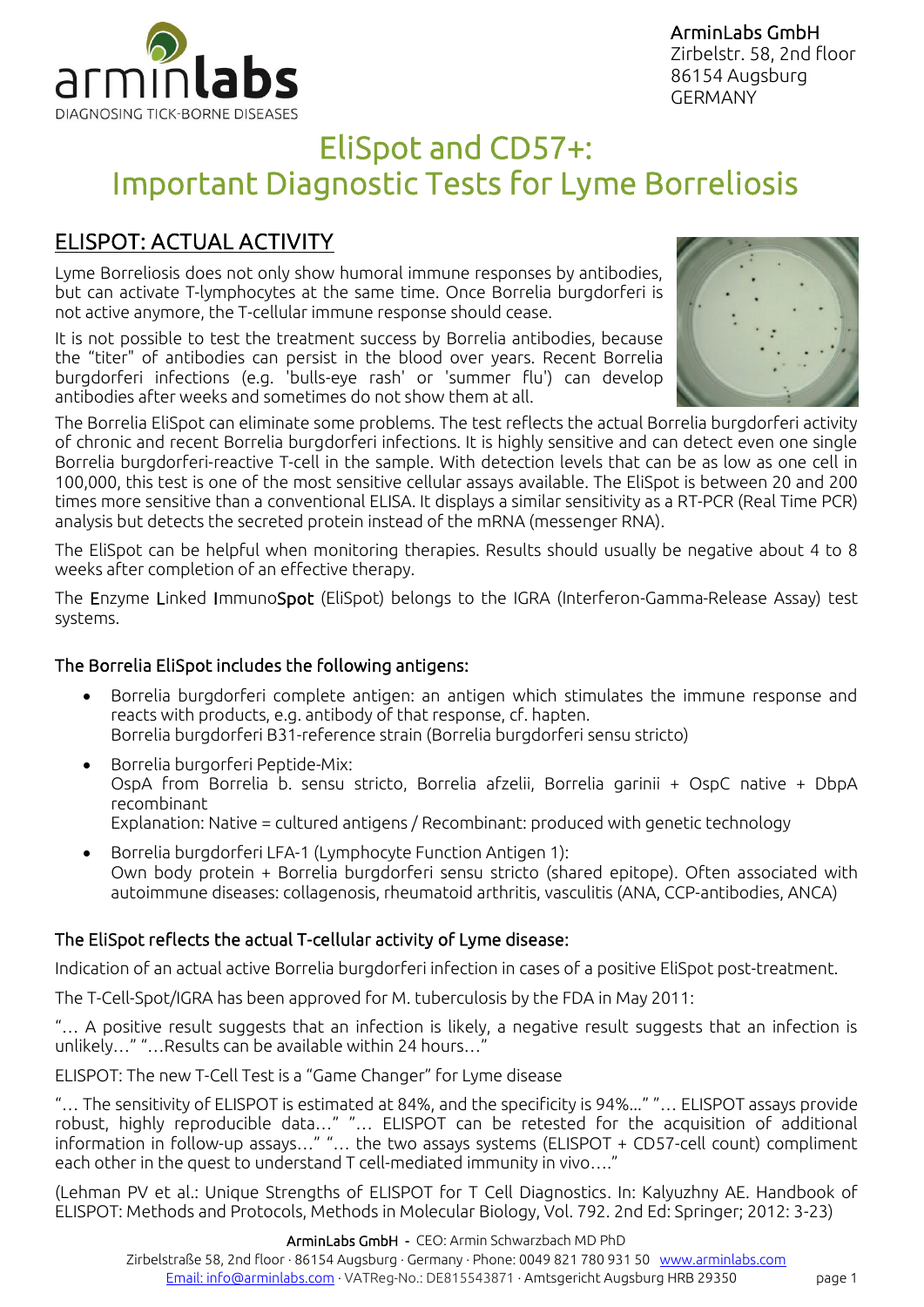ArminLabs GmbH
Zirbelstr. 58, 2nd floor
86154 Augsburg
GERMANY

# EliSpot and CD57+: Important Diagnostic Tests for Lyme Borreliosis

## ELISPOT: ACTUAL ACTIVITY

Lyme Borreliosis does not only show humoral immune responses by antibodies, but can activate T-lymphocytes at the same time. Once Borrelia burgdorferi is not active anymore, the T-cellular immune response should cease.

It is not possible to test the treatment success by Borrelia antibodies, because the "titer" of antibodies can persist in the blood over years. Recent Borrelia burgdorferi infections (e.g. 'bulls-eye rash' or 'summer flu') can develop antibodies after weeks and sometimes do not show them at all.

The Borrelia EliSpot can eliminate some problems. The test reflects the actual Borrelia burgdorferi activity of chronic and recent Borrelia burgdorferi infections. It is highly sensitive and can detect even one single Borrelia burgdorferi-reactive T-cell in the sample. With detection levels that can be as low as one cell in 100,000, this test is one of the most sensitive cellular assays available. The EliSpot is between 20 and 200 times more sensitive than a conventional ELISA. It displays a similar sensitivity as a RT-PCR (Real Time PCR) analysis but detects the secreted protein instead of the mRNA (messenger RNA).

The EliSpot can be helpful when monitoring therapies. Results should usually be negative about 4 to 8 weeks after completion of an effective therapy.

The **E**nzyme **L**inked **I**mmuno**Spot** (EliSpot) belongs to the IGRA (Interferon-Gamma-Release Assay) test systems.

### The Borrelia EliSpot includes the following antigens:

- Borrelia burgdorferi complete antigen: an antigen which stimulates the immune response and reacts with products, e.g. antibody of that response, cf. hapten.
  Borrelia burgdorferi B31-reference strain (Borrelia burgdorferi sensu stricto)
- Borrelia burgorferi Peptide-Mix:
  OspA from Borrelia b. sensu stricto, Borrelia afzelii, Borrelia garinii + OspC native + DbpA recombinant
  Explanation: Native = cultured antigens / Recombinant: produced with genetic technology
- Borrelia burgdorferi LFA-1 (Lymphocyte Function Antigen 1):
  Own body protein + Borrelia burgdorferi sensu stricto (shared epitope). Often associated with autoimmune diseases: collagenosis, rheumatoid arthritis, vasculitis (ANA, CCP-antibodies, ANCA)

### The EliSpot reflects the actual T-cellular activity of Lyme disease:

Indication of an actual active Borrelia burgdorferi infection in cases of a positive EliSpot post-treatment.

The T-Cell-Spot/IGRA has been approved for M. tuberculosis by the FDA in May 2011:

"… A positive result suggests that an infection is likely, a negative result suggests that an infection is unlikely…" "…Results can be available within 24 hours…"

ELISPOT: The new T-Cell Test is a "Game Changer" for Lyme disease

"… The sensitivity of ELISPOT is estimated at 84%, and the specificity is 94%…" "… ELISPOT assays provide robust, highly reproducible data…" "… ELISPOT can be retested for the acquisition of additional information in follow-up assays…" "… the two assays systems (ELISPOT + CD57-cell count) compliment each other in the quest to understand T cell-mediated immunity in vivo…."

(Lehman PV et al.: Unique Strengths of ELISPOT for T Cell Diagnostics. In: Kalyuzhny AE. Handbook of ELISPOT: Methods and Protocols, Methods in Molecular Biology, Vol. 792. 2nd Ed: Springer; 2012: 3-23)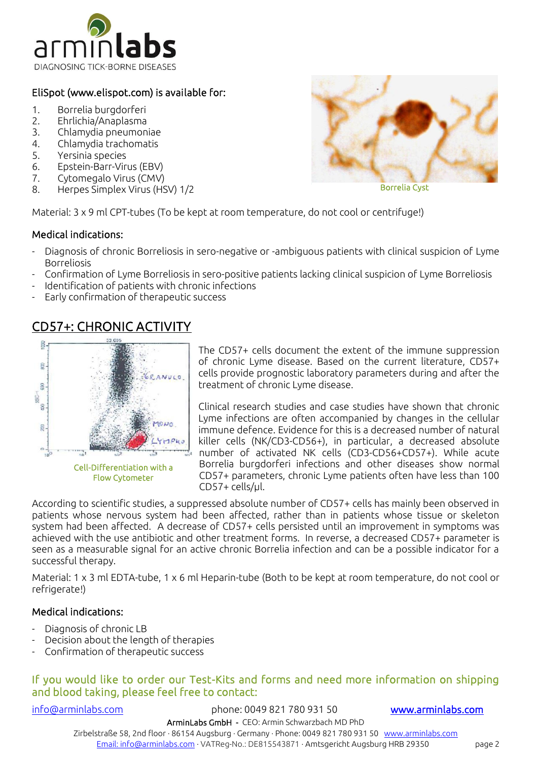armin**labs**
DIAGNOSING TICK-BORNE DISEASES

EliSpot (www.elispot.com) is available for:

1. Borrelia burgdorferi
2. Ehrlichia/Anaplasma
3. Chlamydia pneumoniae
4. Chlamydia trachomatis
5. Yersinia species
6. Epstein-Barr-Virus (EBV)
7. Cytomegalo Virus (CMV)
8. Herpes Simplex Virus (HSV) 1/2

Borrelia Cyst

Material: 3 x 9 ml CPT-tubes (To be kept at room temperature, do not cool or centrifuge!)

Medical indications:

- Diagnosis of chronic Borreliosis in sero-negative or -ambiguous patients with clinical suspicion of Lyme Borreliosis
- Confirmation of Lyme Borreliosis in sero-positive patients lacking clinical suspicion of Lyme Borreliosis
- Identification of patients with chronic infections
- Early confirmation of therapeutic success

## CD57+: CHRONIC ACTIVITY

Cell-Differentiation with a Flow Cytometer

The CD57+ cells document the extent of the immune suppression of chronic Lyme disease. Based on the current literature, CD57+ cells provide prognostic laboratory parameters during and after the treatment of chronic Lyme disease.

Clinical research studies and case studies have shown that chronic Lyme infections are often accompanied by changes in the cellular immune defence. Evidence for this is a decreased number of natural killer cells (NK/CD3-CD56+), in particular, a decreased absolute number of activated NK cells (CD3-CD56+CD57+). While acute Borrelia burgdorferi infections and other diseases show normal CD57+ parameters, chronic Lyme patients often have less than 100 CD57+ cells/µl.

According to scientific studies, a suppressed absolute number of CD57+ cells has mainly been observed in patients whose nervous system had been affected, rather than in patients whose tissue or skeleton system had been affected. A decrease of CD57+ cells persisted until an improvement in symptoms was achieved with the use antibiotic and other treatment forms. In reverse, a decreased CD57+ parameter is seen as a measurable signal for an active chronic Borrelia infection and can be a possible indicator for a successful therapy.

Material: 1 x 3 ml EDTA-tube, 1 x 6 ml Heparin-tube (Both to be kept at room temperature, do not cool or refrigerate!)

Medical indications:

- Diagnosis of chronic LB
- Decision about the length of therapies
- Confirmation of therapeutic success

If you would like to order our Test-Kits and forms and need more information on shipping and blood taking, please feel free to contact:

info@arminlabs.com phone: 0049 821 780 931 50 www.arminlabs.com

**ArminLabs GmbH** - CEO: Armin Schwarzbach MD PhD
Zirbelstraße 58, 2nd floor · 86154 Augsburg · Germany · Phone: 0049 821 780 931 50 www.arminlabs.com
Email: info@arminlabs.com · VATReg-No.: DE815543871 · Amtsgericht Augsburg HRB 29350